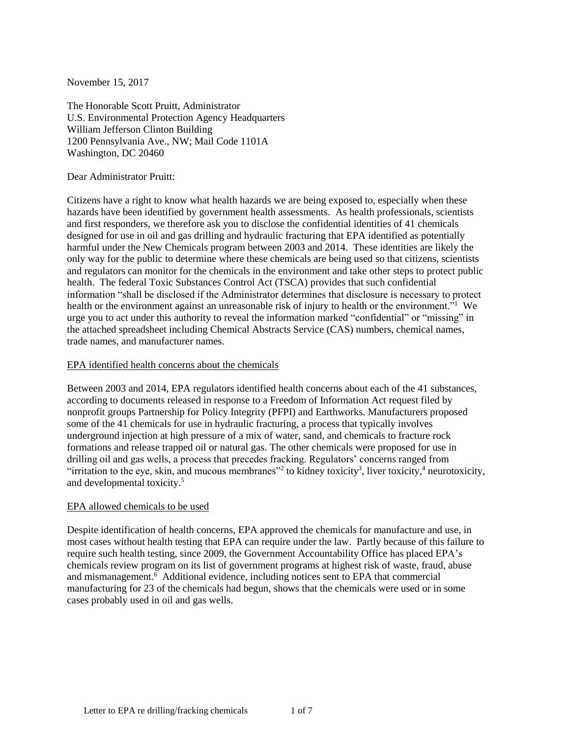November 15, 2017

The Honorable Scott Pruitt, Administrator
U.S. Environmental Protection Agency Headquarters
William Jefferson Clinton Building
1200 Pennsylvania Ave., NW; Mail Code 1101A
Washington, DC 20460

Dear Administrator Pruitt:

Citizens have a right to know what health hazards we are being exposed to, especially when these hazards have been identified by government health assessments. As health professionals, scientists and first responders, we therefore ask you to disclose the confidential identities of 41 chemicals designed for use in oil and gas drilling and hydraulic fracturing that EPA identified as potentially harmful under the New Chemicals program between 2003 and 2014. These identities are likely the only way for the public to determine where these chemicals are being used so that citizens, scientists and regulators can monitor for the chemicals in the environment and take other steps to protect public health. The federal Toxic Substances Control Act (TSCA) provides that such confidential information "shall be disclosed if the Administrator determines that disclosure is necessary to protect health or the environment against an unreasonable risk of injury to health or the environment."[1] We urge you to act under this authority to reveal the information marked "confidential" or "missing" in the attached spreadsheet including Chemical Abstracts Service (CAS) numbers, chemical names, trade names, and manufacturer names.

## EPA identified health concerns about the chemicals

Between 2003 and 2014, EPA regulators identified health concerns about each of the 41 substances, according to documents released in response to a Freedom of Information Act request filed by nonprofit groups Partnership for Policy Integrity (PFPI) and Earthworks. Manufacturers proposed some of the 41 chemicals for use in hydraulic fracturing, a process that typically involves underground injection at high pressure of a mix of water, sand, and chemicals to fracture rock formations and release trapped oil or natural gas. The other chemicals were proposed for use in drilling oil and gas wells, a process that precedes fracking. Regulators' concerns ranged from "irritation to the eye, skin, and mucous membranes"[2] to kidney toxicity[3], liver toxicity,[4] neurotoxicity, and developmental toxicity.[5]

## EPA allowed chemicals to be used

Despite identification of health concerns, EPA approved the chemicals for manufacture and use, in most cases without health testing that EPA can require under the law. Partly because of this failure to require such health testing, since 2009, the Government Accountability Office has placed EPA's chemicals review program on its list of government programs at highest risk of waste, fraud, abuse and mismanagement.[6] Additional evidence, including notices sent to EPA that commercial manufacturing for 23 of the chemicals had begun, shows that the chemicals were used or in some cases probably used in oil and gas wells.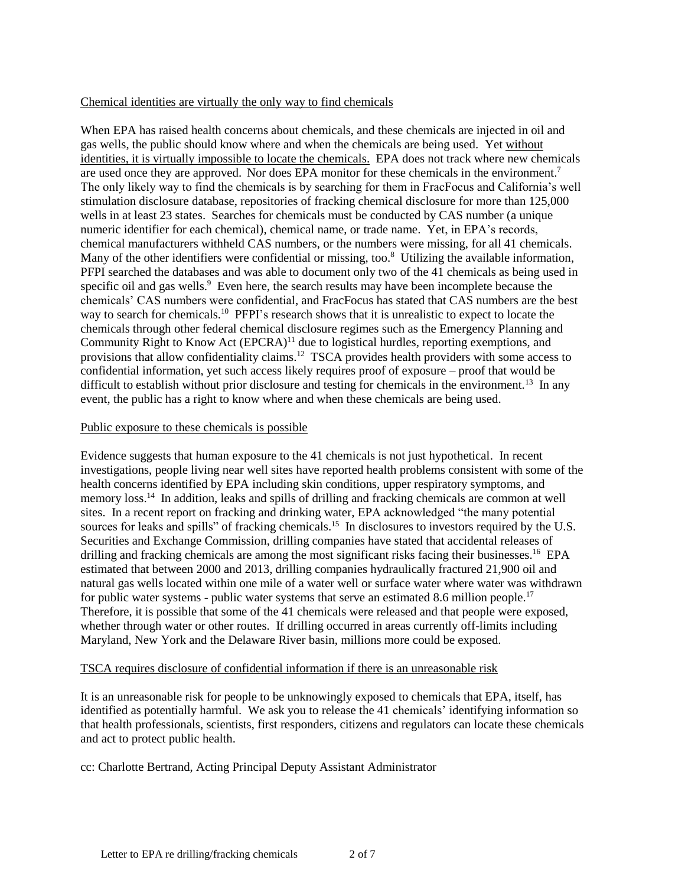Chemical identities are virtually the only way to find chemicals

When EPA has raised health concerns about chemicals, and these chemicals are injected in oil and gas wells, the public should know where and when the chemicals are being used. Yet without identities, it is virtually impossible to locate the chemicals. EPA does not track where new chemicals are used once they are approved. Nor does EPA monitor for these chemicals in the environment.[7] The only likely way to find the chemicals is by searching for them in FracFocus and California's well stimulation disclosure database, repositories of fracking chemical disclosure for more than 125,000 wells in at least 23 states. Searches for chemicals must be conducted by CAS number (a unique numeric identifier for each chemical), chemical name, or trade name. Yet, in EPA's records, chemical manufacturers withheld CAS numbers, or the numbers were missing, for all 41 chemicals. Many of the other identifiers were confidential or missing, too.[8] Utilizing the available information, PFPI searched the databases and was able to document only two of the 41 chemicals as being used in specific oil and gas wells.[9] Even here, the search results may have been incomplete because the chemicals' CAS numbers were confidential, and FracFocus has stated that CAS numbers are the best way to search for chemicals.[10] PFPI's research shows that it is unrealistic to expect to locate the chemicals through other federal chemical disclosure regimes such as the Emergency Planning and Community Right to Know Act (EPCRA)[11] due to logistical hurdles, reporting exemptions, and provisions that allow confidentiality claims.[12] TSCA provides health providers with some access to confidential information, yet such access likely requires proof of exposure – proof that would be difficult to establish without prior disclosure and testing for chemicals in the environment.[13] In any event, the public has a right to know where and when these chemicals are being used.

Public exposure to these chemicals is possible

Evidence suggests that human exposure to the 41 chemicals is not just hypothetical. In recent investigations, people living near well sites have reported health problems consistent with some of the health concerns identified by EPA including skin conditions, upper respiratory symptoms, and memory loss.[14] In addition, leaks and spills of drilling and fracking chemicals are common at well sites. In a recent report on fracking and drinking water, EPA acknowledged "the many potential sources for leaks and spills" of fracking chemicals.[15] In disclosures to investors required by the U.S. Securities and Exchange Commission, drilling companies have stated that accidental releases of drilling and fracking chemicals are among the most significant risks facing their businesses.[16] EPA estimated that between 2000 and 2013, drilling companies hydraulically fractured 21,900 oil and natural gas wells located within one mile of a water well or surface water where water was withdrawn for public water systems - public water systems that serve an estimated 8.6 million people.[17] Therefore, it is possible that some of the 41 chemicals were released and that people were exposed, whether through water or other routes. If drilling occurred in areas currently off-limits including Maryland, New York and the Delaware River basin, millions more could be exposed.

TSCA requires disclosure of confidential information if there is an unreasonable risk

It is an unreasonable risk for people to be unknowingly exposed to chemicals that EPA, itself, has identified as potentially harmful. We ask you to release the 41 chemicals' identifying information so that health professionals, scientists, first responders, citizens and regulators can locate these chemicals and act to protect public health.

cc: Charlotte Bertrand, Acting Principal Deputy Assistant Administrator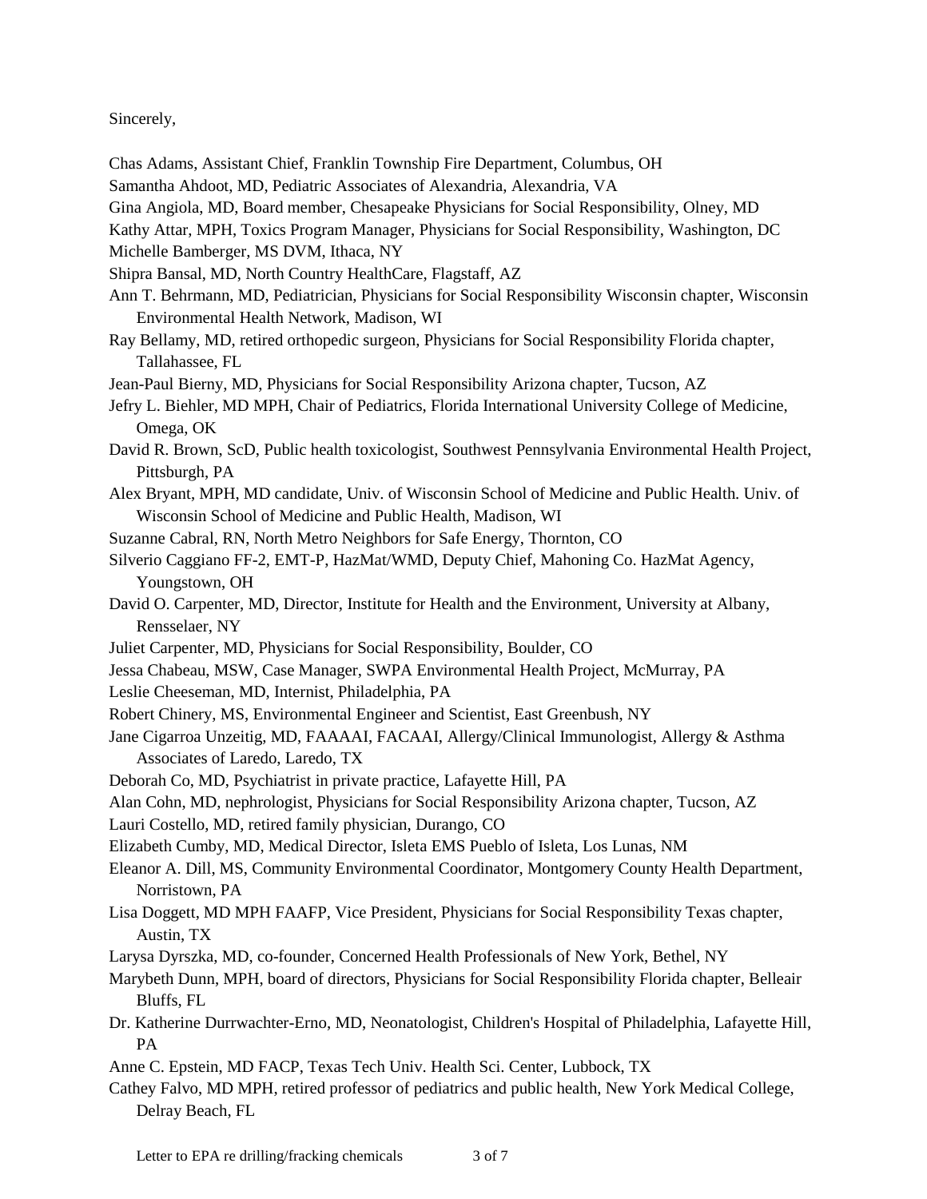Sincerely,

Chas Adams, Assistant Chief, Franklin Township Fire Department, Columbus, OH

Samantha Ahdoot, MD, Pediatric Associates of Alexandria, Alexandria, VA

Gina Angiola, MD, Board member, Chesapeake Physicians for Social Responsibility, Olney, MD

Kathy Attar, MPH, Toxics Program Manager, Physicians for Social Responsibility, Washington, DC

Michelle Bamberger, MS DVM, Ithaca, NY

Shipra Bansal, MD, North Country HealthCare, Flagstaff, AZ

Ann T. Behrmann, MD, Pediatrician, Physicians for Social Responsibility Wisconsin chapter, Wisconsin Environmental Health Network, Madison, WI

Ray Bellamy, MD, retired orthopedic surgeon, Physicians for Social Responsibility Florida chapter, Tallahassee, FL

Jean-Paul Bierny, MD, Physicians for Social Responsibility Arizona chapter, Tucson, AZ

Jefry L. Biehler, MD MPH, Chair of Pediatrics, Florida International University College of Medicine, Omega, OK

David R. Brown, ScD, Public health toxicologist, Southwest Pennsylvania Environmental Health Project, Pittsburgh, PA

Alex Bryant, MPH, MD candidate, Univ. of Wisconsin School of Medicine and Public Health. Univ. of Wisconsin School of Medicine and Public Health, Madison, WI

Suzanne Cabral, RN, North Metro Neighbors for Safe Energy, Thornton, CO

Silverio Caggiano FF-2, EMT-P, HazMat/WMD, Deputy Chief, Mahoning Co. HazMat Agency, Youngstown, OH

David O. Carpenter, MD, Director, Institute for Health and the Environment, University at Albany, Rensselaer, NY

Juliet Carpenter, MD, Physicians for Social Responsibility, Boulder, CO

Jessa Chabeau, MSW, Case Manager, SWPA Environmental Health Project, McMurray, PA

Leslie Cheeseman, MD, Internist, Philadelphia, PA

Robert Chinery, MS, Environmental Engineer and Scientist, East Greenbush, NY

Jane Cigarroa Unzeitig, MD, FAAAAI, FACAAI, Allergy/Clinical Immunologist, Allergy & Asthma Associates of Laredo, Laredo, TX

Deborah Co, MD, Psychiatrist in private practice, Lafayette Hill, PA

Alan Cohn, MD, nephrologist, Physicians for Social Responsibility Arizona chapter, Tucson, AZ

Lauri Costello, MD, retired family physician, Durango, CO

Elizabeth Cumby, MD, Medical Director, Isleta EMS Pueblo of Isleta, Los Lunas, NM

Eleanor A. Dill, MS, Community Environmental Coordinator, Montgomery County Health Department, Norristown, PA

Lisa Doggett, MD MPH FAAFP, Vice President, Physicians for Social Responsibility Texas chapter, Austin, TX

Larysa Dyrszka, MD, co-founder, Concerned Health Professionals of New York, Bethel, NY

Marybeth Dunn, MPH, board of directors, Physicians for Social Responsibility Florida chapter, Belleair Bluffs, FL

Dr. Katherine Durrwachter-Erno, MD, Neonatologist, Children's Hospital of Philadelphia, Lafayette Hill, PA

Anne C. Epstein, MD FACP, Texas Tech Univ. Health Sci. Center, Lubbock, TX

Cathey Falvo, MD MPH, retired professor of pediatrics and public health, New York Medical College, Delray Beach, FL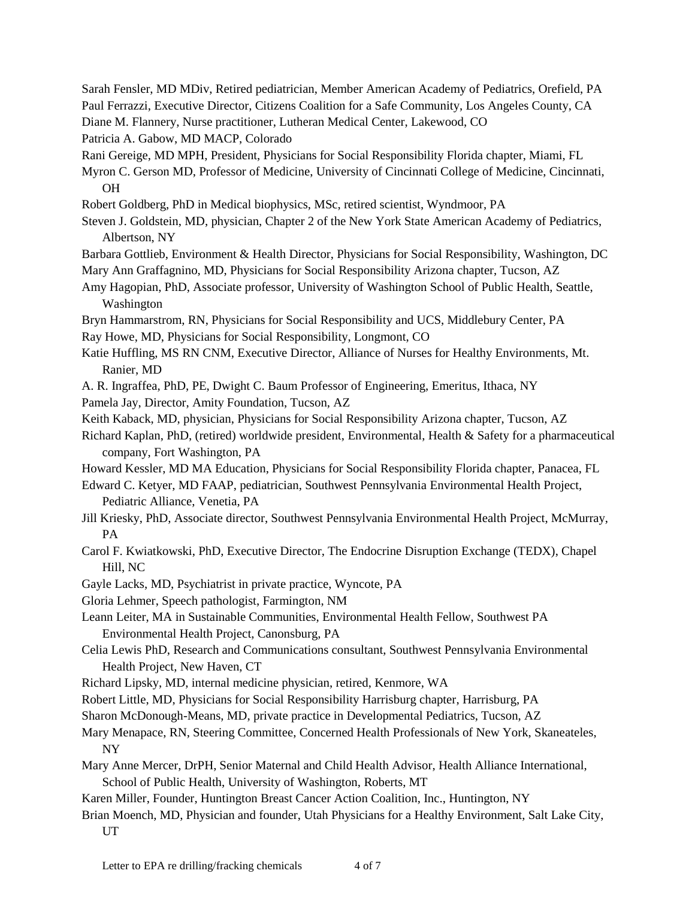Sarah Fensler, MD MDiv, Retired pediatrician, Member American Academy of Pediatrics, Orefield, PA

Paul Ferrazzi, Executive Director, Citizens Coalition for a Safe Community, Los Angeles County, CA

Diane M. Flannery, Nurse practitioner, Lutheran Medical Center, Lakewood, CO

Patricia A. Gabow, MD MACP, Colorado

Rani Gereige, MD MPH, President, Physicians for Social Responsibility Florida chapter, Miami, FL

Myron C. Gerson MD, Professor of Medicine, University of Cincinnati College of Medicine, Cincinnati, OH

Robert Goldberg, PhD in Medical biophysics, MSc, retired scientist, Wyndmoor, PA

Steven J. Goldstein, MD, physician, Chapter 2 of the New York State American Academy of Pediatrics, Albertson, NY

Barbara Gottlieb, Environment & Health Director, Physicians for Social Responsibility, Washington, DC

Mary Ann Graffagnino, MD, Physicians for Social Responsibility Arizona chapter, Tucson, AZ

Amy Hagopian, PhD, Associate professor, University of Washington School of Public Health, Seattle, Washington

Bryn Hammarstrom, RN, Physicians for Social Responsibility and UCS, Middlebury Center, PA

Ray Howe, MD, Physicians for Social Responsibility, Longmont, CO

Katie Huffling, MS RN CNM, Executive Director, Alliance of Nurses for Healthy Environments, Mt. Ranier, MD

A. R. Ingraffea, PhD, PE, Dwight C. Baum Professor of Engineering, Emeritus, Ithaca, NY

Pamela Jay, Director, Amity Foundation, Tucson, AZ

Keith Kaback, MD, physician, Physicians for Social Responsibility Arizona chapter, Tucson, AZ

Richard Kaplan, PhD, (retired) worldwide president, Environmental, Health & Safety for a pharmaceutical company, Fort Washington, PA

Howard Kessler, MD MA Education, Physicians for Social Responsibility Florida chapter, Panacea, FL

Edward C. Ketyer, MD FAAP, pediatrician, Southwest Pennsylvania Environmental Health Project, Pediatric Alliance, Venetia, PA

Jill Kriesky, PhD, Associate director, Southwest Pennsylvania Environmental Health Project, McMurray, PA

Carol F. Kwiatkowski, PhD, Executive Director, The Endocrine Disruption Exchange (TEDX), Chapel Hill, NC

Gayle Lacks, MD, Psychiatrist in private practice, Wyncote, PA

Gloria Lehmer, Speech pathologist, Farmington, NM

Leann Leiter, MA in Sustainable Communities, Environmental Health Fellow, Southwest PA Environmental Health Project, Canonsburg, PA

Celia Lewis PhD, Research and Communications consultant, Southwest Pennsylvania Environmental Health Project, New Haven, CT

Richard Lipsky, MD, internal medicine physician, retired, Kenmore, WA

Robert Little, MD, Physicians for Social Responsibility Harrisburg chapter, Harrisburg, PA

Sharon McDonough-Means, MD, private practice in Developmental Pediatrics, Tucson, AZ

Mary Menapace, RN, Steering Committee, Concerned Health Professionals of New York, Skaneateles, NY

Mary Anne Mercer, DrPH, Senior Maternal and Child Health Advisor, Health Alliance International, School of Public Health, University of Washington, Roberts, MT

Karen Miller, Founder, Huntington Breast Cancer Action Coalition, Inc., Huntington, NY

Brian Moench, MD, Physician and founder, Utah Physicians for a Healthy Environment, Salt Lake City, UT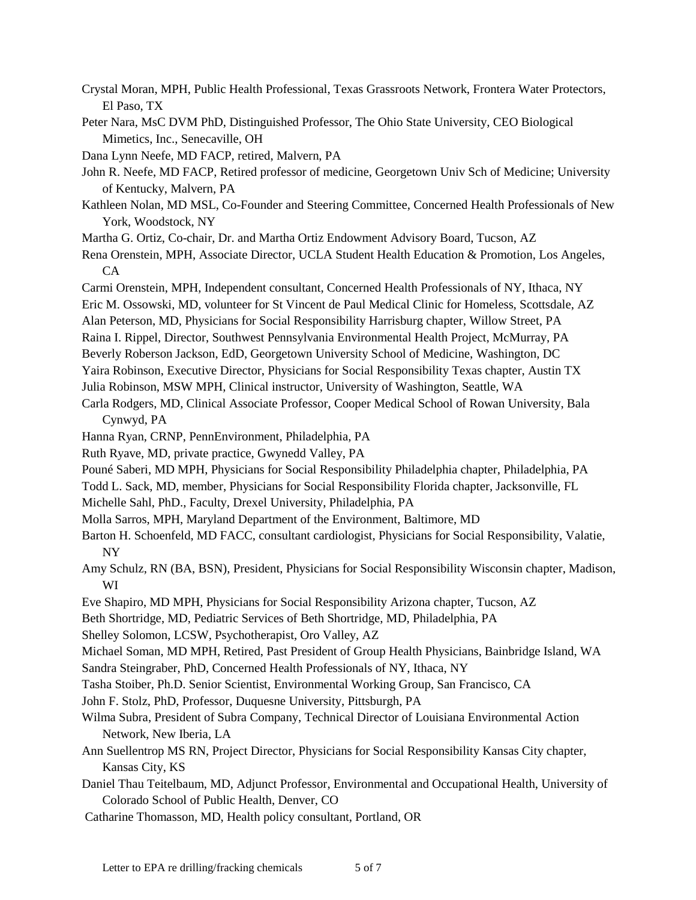Crystal Moran, MPH, Public Health Professional, Texas Grassroots Network, Frontera Water Protectors, El Paso, TX

Peter Nara, MsC DVM PhD, Distinguished Professor, The Ohio State University, CEO Biological Mimetics, Inc., Senecaville, OH

Dana Lynn Neefe, MD FACP, retired, Malvern, PA

John R. Neefe, MD FACP, Retired professor of medicine, Georgetown Univ Sch of Medicine; University of Kentucky, Malvern, PA

Kathleen Nolan, MD MSL, Co-Founder and Steering Committee, Concerned Health Professionals of New York, Woodstock, NY

Martha G. Ortiz, Co-chair, Dr. and Martha Ortiz Endowment Advisory Board, Tucson, AZ

Rena Orenstein, MPH, Associate Director, UCLA Student Health Education & Promotion, Los Angeles, CA

Carmi Orenstein, MPH, Independent consultant, Concerned Health Professionals of NY, Ithaca, NY

Eric M. Ossowski, MD, volunteer for St Vincent de Paul Medical Clinic for Homeless, Scottsdale, AZ

Alan Peterson, MD, Physicians for Social Responsibility Harrisburg chapter, Willow Street, PA

Raina I. Rippel, Director, Southwest Pennsylvania Environmental Health Project, McMurray, PA

Beverly Roberson Jackson, EdD, Georgetown University School of Medicine, Washington, DC

Yaira Robinson, Executive Director, Physicians for Social Responsibility Texas chapter, Austin TX

Julia Robinson, MSW MPH, Clinical instructor, University of Washington, Seattle, WA

Carla Rodgers, MD, Clinical Associate Professor, Cooper Medical School of Rowan University, Bala Cynwyd, PA

Hanna Ryan, CRNP, PennEnvironment, Philadelphia, PA

Ruth Ryave, MD, private practice, Gwynedd Valley, PA

Pouné Saberi, MD MPH, Physicians for Social Responsibility Philadelphia chapter, Philadelphia, PA

Todd L. Sack, MD, member, Physicians for Social Responsibility Florida chapter, Jacksonville, FL

Michelle Sahl, PhD., Faculty, Drexel University, Philadelphia, PA

Molla Sarros, MPH, Maryland Department of the Environment, Baltimore, MD

Barton H. Schoenfeld, MD FACC, consultant cardiologist, Physicians for Social Responsibility, Valatie, NY

Amy Schulz, RN (BA, BSN), President, Physicians for Social Responsibility Wisconsin chapter, Madison, WI

Eve Shapiro, MD MPH, Physicians for Social Responsibility Arizona chapter, Tucson, AZ

Beth Shortridge, MD, Pediatric Services of Beth Shortridge, MD, Philadelphia, PA

Shelley Solomon, LCSW, Psychotherapist, Oro Valley, AZ

Michael Soman, MD MPH, Retired, Past President of Group Health Physicians, Bainbridge Island, WA

Sandra Steingraber, PhD, Concerned Health Professionals of NY, Ithaca, NY

Tasha Stoiber, Ph.D. Senior Scientist, Environmental Working Group, San Francisco, CA

John F. Stolz, PhD, Professor, Duquesne University, Pittsburgh, PA

Wilma Subra, President of Subra Company, Technical Director of Louisiana Environmental Action Network, New Iberia, LA

Ann Suellentrop MS RN, Project Director, Physicians for Social Responsibility Kansas City chapter, Kansas City, KS

Daniel Thau Teitelbaum, MD, Adjunct Professor, Environmental and Occupational Health, University of Colorado School of Public Health, Denver, CO

Catharine Thomasson, MD, Health policy consultant, Portland, OR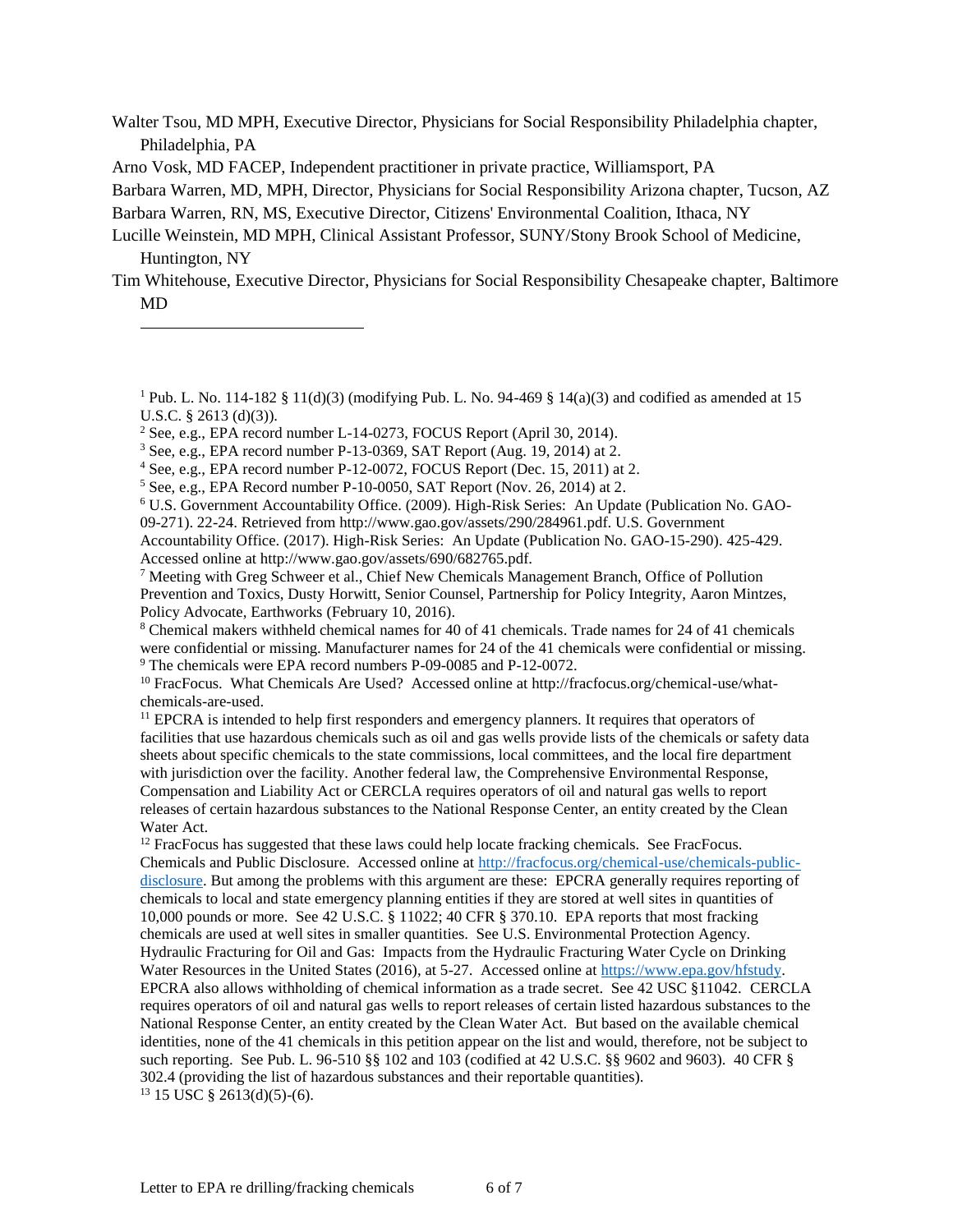Walter Tsou, MD MPH, Executive Director, Physicians for Social Responsibility Philadelphia chapter, Philadelphia, PA

Arno Vosk, MD FACEP, Independent practitioner in private practice, Williamsport, PA

Barbara Warren, MD, MPH, Director, Physicians for Social Responsibility Arizona chapter, Tucson, AZ

Barbara Warren, RN, MS, Executive Director, Citizens' Environmental Coalition, Ithaca, NY

Lucille Weinstein, MD MPH, Clinical Assistant Professor, SUNY/Stony Brook School of Medicine, Huntington, NY

Tim Whitehouse, Executive Director, Physicians for Social Responsibility Chesapeake chapter, Baltimore MD

---

[1] Pub. L. No. 114-182 § 11(d)(3) (modifying Pub. L. No. 94-469 § 14(a)(3) and codified as amended at 15 U.S.C. § 2613 (d)(3)).

[2] See, e.g., EPA record number L-14-0273, FOCUS Report (April 30, 2014).

[3] See, e.g., EPA record number P-13-0369, SAT Report (Aug. 19, 2014) at 2.

[4] See, e.g., EPA record number P-12-0072, FOCUS Report (Dec. 15, 2011) at 2.

[5] See, e.g., EPA Record number P-10-0050, SAT Report (Nov. 26, 2014) at 2.

[6] U.S. Government Accountability Office. (2009). High-Risk Series: An Update (Publication No. GAO-09-271). 22-24. Retrieved from http://www.gao.gov/assets/290/284961.pdf. U.S. Government Accountability Office. (2017). High-Risk Series: An Update (Publication No. GAO-15-290). 425-429. Accessed online at http://www.gao.gov/assets/690/682765.pdf.

[7] Meeting with Greg Schweer et al., Chief New Chemicals Management Branch, Office of Pollution Prevention and Toxics, Dusty Horwitt, Senior Counsel, Partnership for Policy Integrity, Aaron Mintzes, Policy Advocate, Earthworks (February 10, 2016).

[8] Chemical makers withheld chemical names for 40 of 41 chemicals. Trade names for 24 of 41 chemicals were confidential or missing. Manufacturer names for 24 of the 41 chemicals were confidential or missing.

[9] The chemicals were EPA record numbers P-09-0085 and P-12-0072.

[10] FracFocus. What Chemicals Are Used? Accessed online at http://fracfocus.org/chemical-use/what-chemicals-are-used.

[11] EPCRA is intended to help first responders and emergency planners. It requires that operators of facilities that use hazardous chemicals such as oil and gas wells provide lists of the chemicals or safety data sheets about specific chemicals to the state commissions, local committees, and the local fire department with jurisdiction over the facility. Another federal law, the Comprehensive Environmental Response, Compensation and Liability Act or CERCLA requires operators of oil and natural gas wells to report releases of certain hazardous substances to the National Response Center, an entity created by the Clean Water Act.

[12] FracFocus has suggested that these laws could help locate fracking chemicals. See FracFocus. Chemicals and Public Disclosure. Accessed online at http://fracfocus.org/chemical-use/chemicals-public-disclosure. But among the problems with this argument are these: EPCRA generally requires reporting of chemicals to local and state emergency planning entities if they are stored at well sites in quantities of 10,000 pounds or more. See 42 U.S.C. § 11022; 40 CFR § 370.10. EPA reports that most fracking chemicals are used at well sites in smaller quantities. See U.S. Environmental Protection Agency. Hydraulic Fracturing for Oil and Gas: Impacts from the Hydraulic Fracturing Water Cycle on Drinking Water Resources in the United States (2016), at 5-27. Accessed online at https://www.epa.gov/hfstudy. EPCRA also allows withholding of chemical information as a trade secret. See 42 USC §11042. CERCLA requires operators of oil and natural gas wells to report releases of certain listed hazardous substances to the National Response Center, an entity created by the Clean Water Act. But based on the available chemical identities, none of the 41 chemicals in this petition appear on the list and would, therefore, not be subject to such reporting. See Pub. L. 96-510 §§ 102 and 103 (codified at 42 U.S.C. §§ 9602 and 9603). 40 CFR § 302.4 (providing the list of hazardous substances and their reportable quantities).

[13] 15 USC § 2613(d)(5)-(6).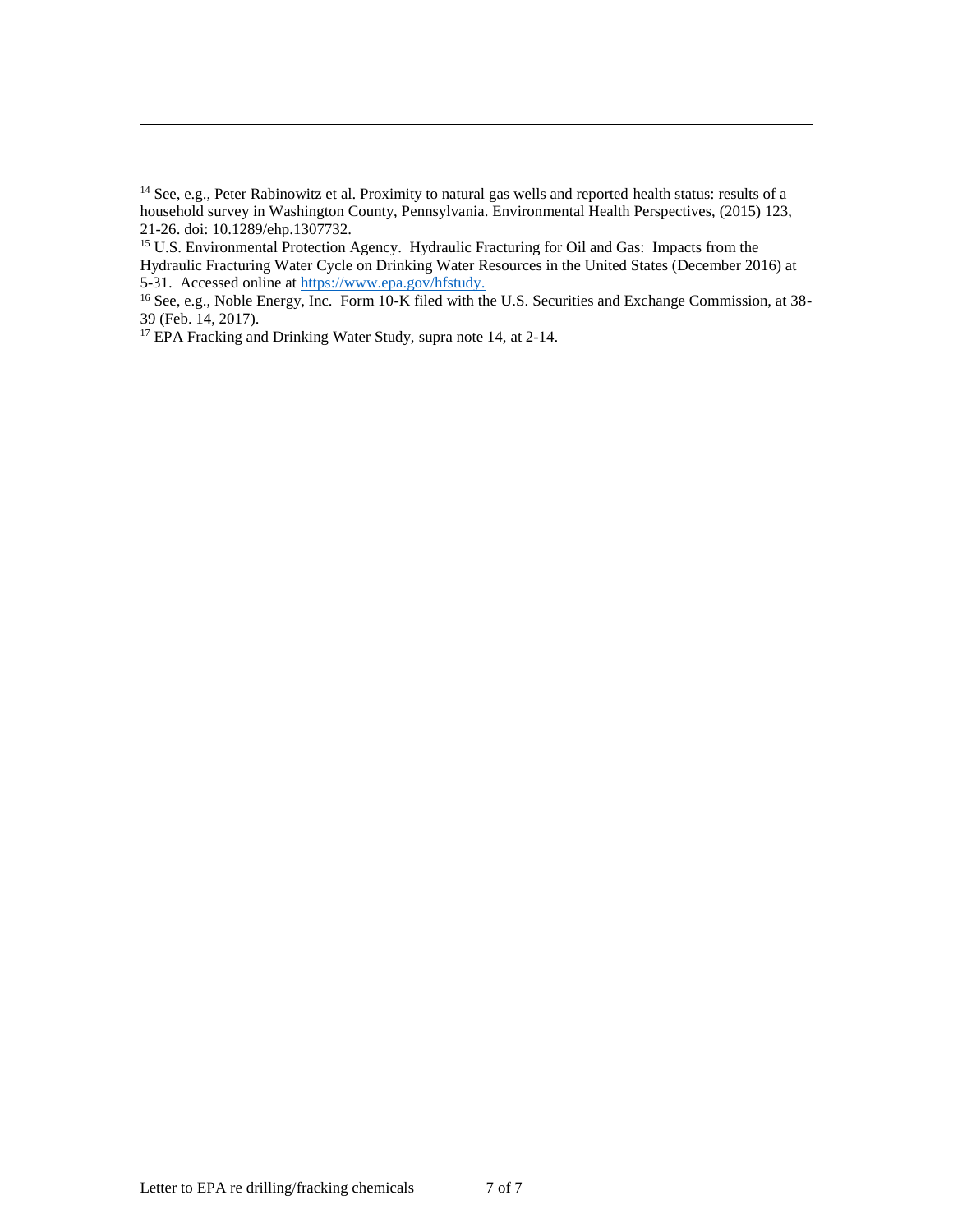---

[14] See, e.g., Peter Rabinowitz et al. Proximity to natural gas wells and reported health status: results of a household survey in Washington County, Pennsylvania. Environmental Health Perspectives, (2015) 123, 21-26. doi: 10.1289/ehp.1307732.

[15] U.S. Environmental Protection Agency. Hydraulic Fracturing for Oil and Gas: Impacts from the Hydraulic Fracturing Water Cycle on Drinking Water Resources in the United States (December 2016) at 5-31. Accessed online at [https://www.epa.gov/hfstudy.](https://www.epa.gov/hfstudy)

[16] See, e.g., Noble Energy, Inc. Form 10-K filed with the U.S. Securities and Exchange Commission, at 38-39 (Feb. 14, 2017).

[17] EPA Fracking and Drinking Water Study, supra note 14, at 2-14.